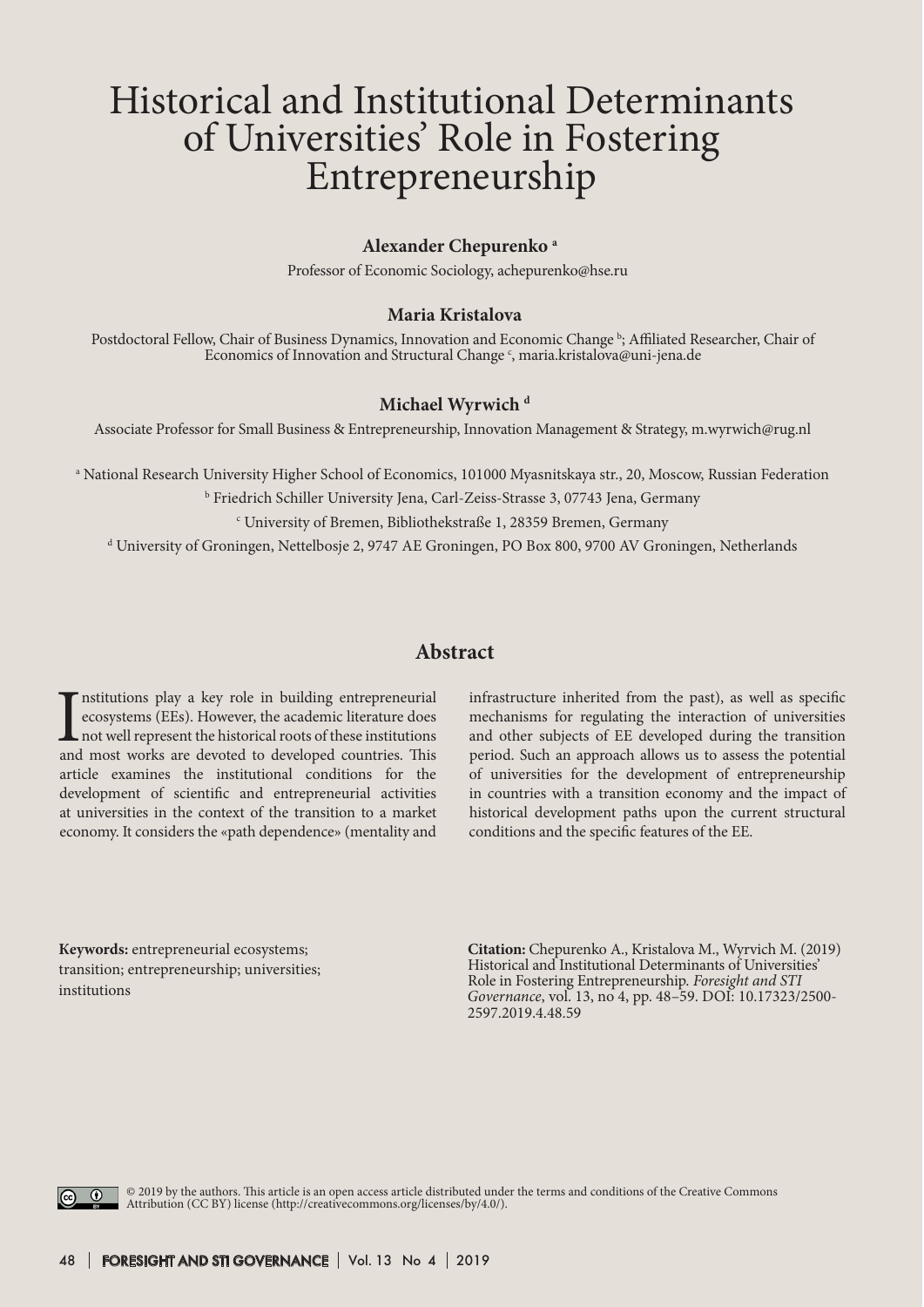# Historical and Institutional Determinants of Universities' Role in Fostering Entrepreneurship

**Alexander Chepurenko** [a]

Professor of Economic Sociology, achepurenko@hse.ru

**Maria Kristalova**

Postdoctoral Fellow, Chair of Business Dynamics, Innovation and Economic Change [b]; Affiliated Researcher, Chair of Economics of Innovation and Structural Change [c], maria.kristalova@uni-jena.de

**Michael Wyrwich** [d]

Associate Professor for Small Business & Entrepreneurship, Innovation Management & Strategy, m.wyrwich@rug.nl

[a] National Research University Higher School of Economics, 101000 Myasnitskaya str., 20, Moscow, Russian Federation

[b] Friedrich Schiller University Jena, Carl-Zeiss-Strasse 3, 07743 Jena, Germany

[c] University of Bremen, Bibliothekstraße 1, 28359 Bremen, Germany

[d] University of Groningen, Nettelbosje 2, 9747 AE Groningen, PO Box 800, 9700 AV Groningen, Netherlands

## Abstract

Institutions play a key role in building entrepreneurial ecosystems (EEs). However, the academic literature does not well represent the historical roots of these institutions and most works are devoted to developed countries. This article examines the institutional conditions for the development of scientific and entrepreneurial activities at universities in the context of the transition to a market economy. It considers the «path dependence» (mentality and infrastructure inherited from the past), as well as specific mechanisms for regulating the interaction of universities and other subjects of EE developed during the transition period. Such an approach allows us to assess the potential of universities for the development of entrepreneurship in countries with a transition economy and the impact of historical development paths upon the current structural conditions and the specific features of the EE.

**Keywords:** entrepreneurial ecosystems; transition; entrepreneurship; universities; institutions

**Citation:** Chepurenko A., Kristalova M., Wyrvich M. (2019) Historical and Institutional Determinants of Universities' Role in Fostering Entrepreneurship. *Foresight and STI Governance*, vol. 13, no 4, pp. 48–59. DOI: 10.17323/2500-2597.2019.4.48.59

© 2019 by the authors. This article is an open access article distributed under the terms and conditions of the Creative Commons Attribution (CC BY) license (http://creativecommons.org/licenses/by/4.0/).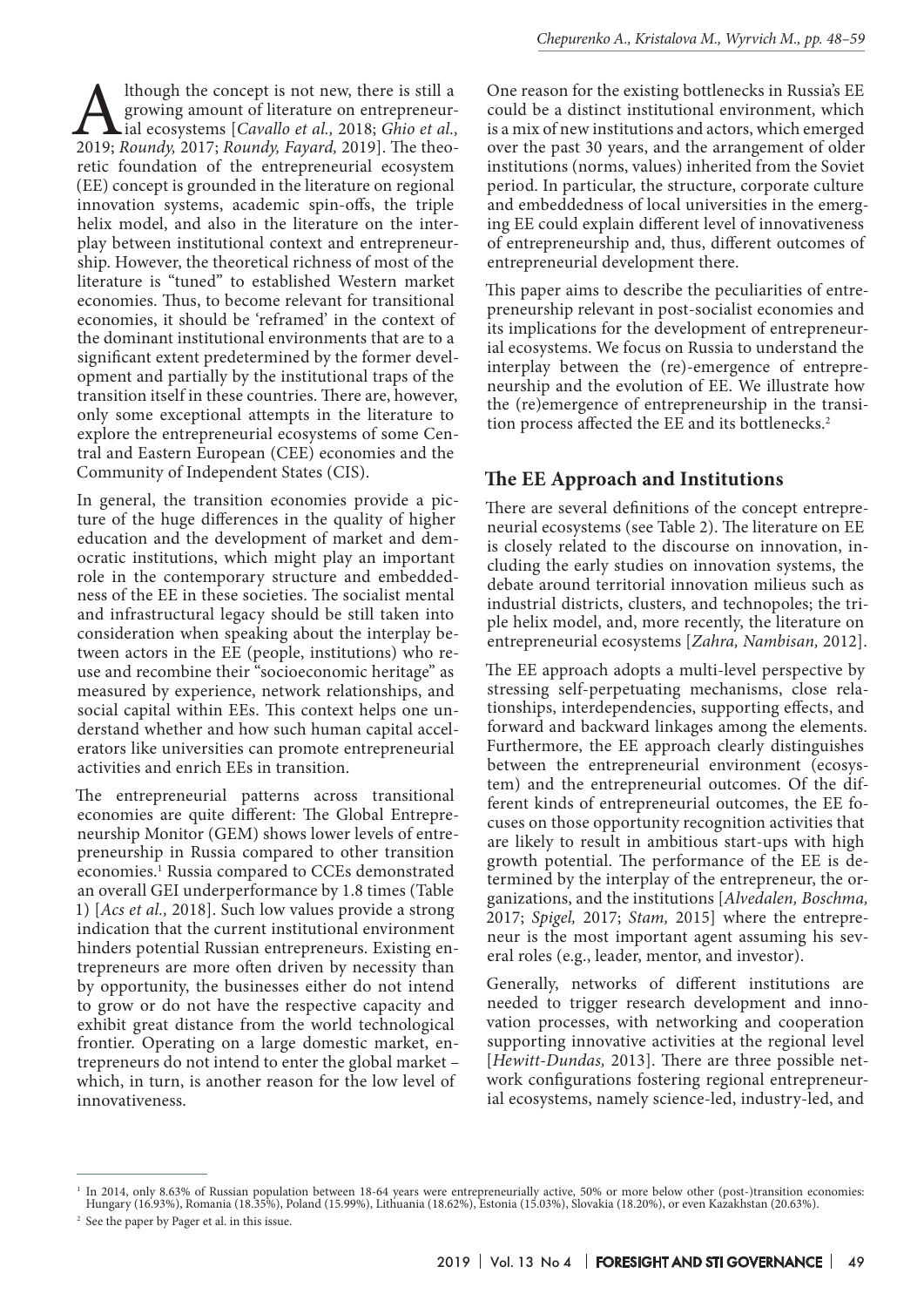Although the concept is not new, there is still a growing amount of literature on entrepreneurial ecosystems [*Cavallo et al.,* 2018; *Ghio et al.,* 2019; *Roundy,* 2017; *Roundy, Fayard,* 2019]. The theoretic foundation of the entrepreneurial ecosystem (EE) concept is grounded in the literature on regional innovation systems, academic spin-offs, the triple helix model, and also in the literature on the interplay between institutional context and entrepreneurship. However, the theoretical richness of most of the literature is "tuned" to established Western market economies. Thus, to become relevant for transitional economies, it should be 'reframed' in the context of the dominant institutional environments that are to a significant extent predetermined by the former development and partially by the institutional traps of the transition itself in these countries. There are, however, only some exceptional attempts in the literature to explore the entrepreneurial ecosystems of some Central and Eastern European (CEE) economies and the Community of Independent States (CIS).

In general, the transition economies provide a picture of the huge differences in the quality of higher education and the development of market and democratic institutions, which might play an important role in the contemporary structure and embeddedness of the EE in these societies. The socialist mental and infrastructural legacy should be still taken into consideration when speaking about the interplay between actors in the EE (people, institutions) who reuse and recombine their "socioeconomic heritage" as measured by experience, network relationships, and social capital within EEs. This context helps one understand whether and how such human capital accelerators like universities can promote entrepreneurial activities and enrich EEs in transition.

The entrepreneurial patterns across transitional economies are quite different: The Global Entrepreneurship Monitor (GEM) shows lower levels of entrepreneurship in Russia compared to other transition economies.[1] Russia compared to CCEs demonstrated an overall GEI underperformance by 1.8 times (Table 1) [*Acs et al.,* 2018]. Such low values provide a strong indication that the current institutional environment hinders potential Russian entrepreneurs. Existing entrepreneurs are more often driven by necessity than by opportunity, the businesses either do not intend to grow or do not have the respective capacity and exhibit great distance from the world technological frontier. Operating on a large domestic market, entrepreneurs do not intend to enter the global market – which, in turn, is another reason for the low level of innovativeness.

One reason for the existing bottlenecks in Russia's EE could be a distinct institutional environment, which is a mix of new institutions and actors, which emerged over the past 30 years, and the arrangement of older institutions (norms, values) inherited from the Soviet period. In particular, the structure, corporate culture and embeddedness of local universities in the emerging EE could explain different level of innovativeness of entrepreneurship and, thus, different outcomes of entrepreneurial development there.

This paper aims to describe the peculiarities of entrepreneurship relevant in post-socialist economies and its implications for the development of entrepreneurial ecosystems. We focus on Russia to understand the interplay between the (re)-emergence of entrepreneurship and the evolution of EE. We illustrate how the (re)emergence of entrepreneurship in the transition process affected the EE and its bottlenecks.[2]

## The EE Approach and Institutions

There are several definitions of the concept entrepreneurial ecosystems (see Table 2). The literature on EE is closely related to the discourse on innovation, including the early studies on innovation systems, the debate around territorial innovation milieus such as industrial districts, clusters, and technopoles; the triple helix model, and, more recently, the literature on entrepreneurial ecosystems [*Zahra, Nambisan,* 2012].

The EE approach adopts a multi-level perspective by stressing self-perpetuating mechanisms, close relationships, interdependencies, supporting effects, and forward and backward linkages among the elements. Furthermore, the EE approach clearly distinguishes between the entrepreneurial environment (ecosystem) and the entrepreneurial outcomes. Of the different kinds of entrepreneurial outcomes, the EE focuses on those opportunity recognition activities that are likely to result in ambitious start-ups with high growth potential. The performance of the EE is determined by the interplay of the entrepreneur, the organizations, and the institutions [*Alvedalen, Boschma,* 2017; *Spigel,* 2017; *Stam,* 2015] where the entrepreneur is the most important agent assuming his several roles (e.g., leader, mentor, and investor).

Generally, networks of different institutions are needed to trigger research development and innovation processes, with networking and cooperation supporting innovative activities at the regional level [*Hewitt-Dundas,* 2013]. There are three possible network configurations fostering regional entrepreneurial ecosystems, namely science-led, industry-led, and

---

[1] In 2014, only 8.63% of Russian population between 18-64 years were entrepreneurially active, 50% or more below other (post-)transition economies: Hungary (16.93%), Romania (18.35%), Poland (15.99%), Lithuania (18.62%), Estonia (15.03%), Slovakia (18.20%), or even Kazakhstan (20.63%).

[2] See the paper by Pager et al. in this issue.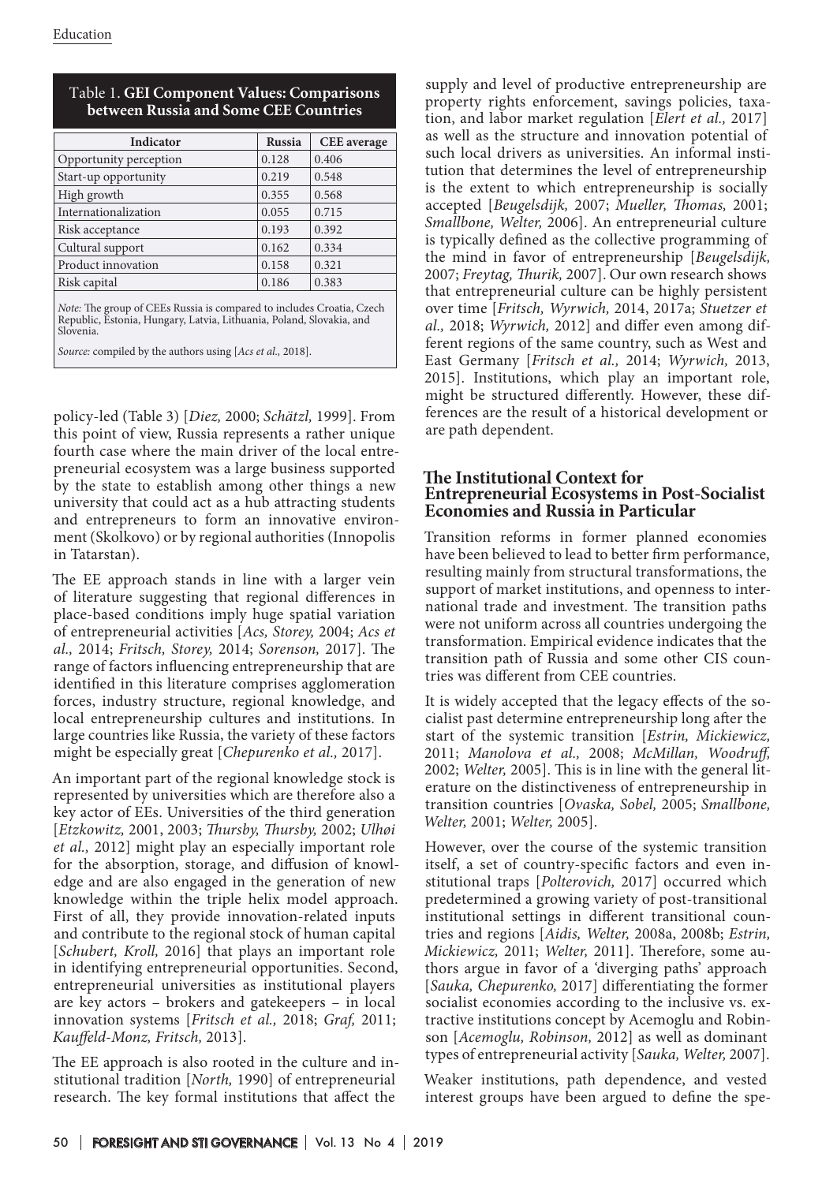Table 1. **GEI Component Values: Comparisons between Russia and Some CEE Countries**

| Indicator | Russia | CEE average |
|---|---|---|
| Opportunity perception | 0.128 | 0.406 |
| Start-up opportunity | 0.219 | 0.548 |
| High growth | 0.355 | 0.568 |
| Internationalization | 0.055 | 0.715 |
| Risk acceptance | 0.193 | 0.392 |
| Cultural support | 0.162 | 0.334 |
| Product innovation | 0.158 | 0.321 |
| Risk capital | 0.186 | 0.383 |

*Note:* The group of CEEs Russia is compared to includes Croatia, Czech Republic, Estonia, Hungary, Latvia, Lithuania, Poland, Slovakia, and Slovenia.

*Source:* compiled by the authors using [*Acs et al.,* 2018].

policy-led (Table 3) [*Diez,* 2000; *Schätzl,* 1999]. From this point of view, Russia represents a rather unique fourth case where the main driver of the local entrepreneurial ecosystem was a large business supported by the state to establish among other things a new university that could act as a hub attracting students and entrepreneurs to form an innovative environment (Skolkovo) or by regional authorities (Innopolis in Tatarstan).

The EE approach stands in line with a larger vein of literature suggesting that regional differences in place-based conditions imply huge spatial variation of entrepreneurial activities [*Acs, Storey,* 2004; *Acs et al.,* 2014; *Fritsch, Storey,* 2014; *Sorenson,* 2017]. The range of factors influencing entrepreneurship that are identified in this literature comprises agglomeration forces, industry structure, regional knowledge, and local entrepreneurship cultures and institutions. In large countries like Russia, the variety of these factors might be especially great [*Chepurenko et al.,* 2017].

An important part of the regional knowledge stock is represented by universities which are therefore also a key actor of EEs. Universities of the third generation [*Etzkowitz,* 2001, 2003; *Thursby, Thursby,* 2002; *Ulhøi et al.,* 2012] might play an especially important role for the absorption, storage, and diffusion of knowledge and are also engaged in the generation of new knowledge within the triple helix model approach. First of all, they provide innovation-related inputs and contribute to the regional stock of human capital [*Schubert, Kroll,* 2016] that plays an important role in identifying entrepreneurial opportunities. Second, entrepreneurial universities as institutional players are key actors – brokers and gatekeepers – in local innovation systems [*Fritsch et al.,* 2018; *Graf,* 2011; *Kauffeld-Monz, Fritsch,* 2013].

The EE approach is also rooted in the culture and institutional tradition [*North,* 1990] of entrepreneurial research. The key formal institutions that affect the supply and level of productive entrepreneurship are property rights enforcement, savings policies, taxation, and labor market regulation [*Elert et al.,* 2017] as well as the structure and innovation potential of such local drivers as universities. An informal institution that determines the level of entrepreneurship is the extent to which entrepreneurship is socially accepted [*Beugelsdijk,* 2007; *Mueller, Thomas,* 2001; *Smallbone, Welter,* 2006]. An entrepreneurial culture is typically defined as the collective programming of the mind in favor of entrepreneurship [*Beugelsdijk,* 2007; *Freytag, Thurik,* 2007]. Our own research shows that entrepreneurial culture can be highly persistent over time [*Fritsch, Wyrwich,* 2014, 2017a; *Stuetzer et al.,* 2018; *Wyrwich,* 2012] and differ even among different regions of the same country, such as West and East Germany [*Fritsch et al.,* 2014; *Wyrwich,* 2013, 2015]. Institutions, which play an important role, might be structured differently. However, these differences are the result of a historical development or are path dependent.

## The Institutional Context for Entrepreneurial Ecosystems in Post-Socialist Economies and Russia in Particular

Transition reforms in former planned economies have been believed to lead to better firm performance, resulting mainly from structural transformations, the support of market institutions, and openness to international trade and investment. The transition paths were not uniform across all countries undergoing the transformation. Empirical evidence indicates that the transition path of Russia and some other CIS countries was different from CEE countries.

It is widely accepted that the legacy effects of the socialist past determine entrepreneurship long after the start of the systemic transition [*Estrin, Mickiewicz,* 2011; *Manolova et al.,* 2008; *McMillan, Woodruff,* 2002; *Welter,* 2005]. This is in line with the general literature on the distinctiveness of entrepreneurship in transition countries [*Ovaska, Sobel,* 2005; *Smallbone, Welter,* 2001; *Welter,* 2005].

However, over the course of the systemic transition itself, a set of country-specific factors and even institutional traps [*Polterovich,* 2017] occurred which predetermined a growing variety of post-transitional institutional settings in different transitional countries and regions [*Aidis, Welter,* 2008a, 2008b; *Estrin, Mickiewicz,* 2011; *Welter,* 2011]. Therefore, some authors argue in favor of a 'diverging paths' approach [*Sauka, Chepurenko,* 2017] differentiating the former socialist economies according to the inclusive vs. extractive institutions concept by Acemoglu and Robinson [*Acemoglu, Robinson,* 2012] as well as dominant types of entrepreneurial activity [*Sauka, Welter,* 2007].

Weaker institutions, path dependence, and vested interest groups have been argued to define the spe-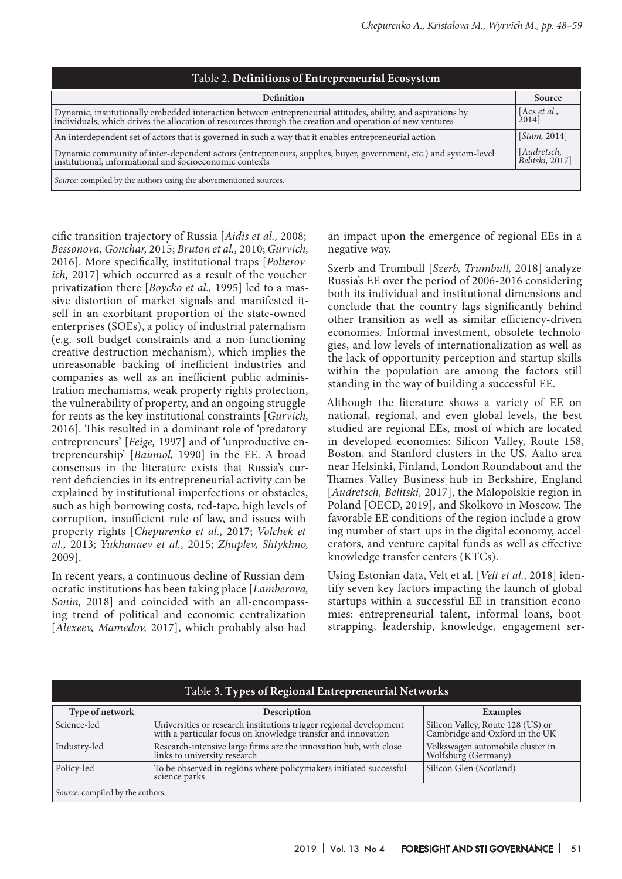Table 2. **Definitions of Entrepreneurial Ecosystem**

| Definition | Source |
|---|---|
| Dynamic, institutionally embedded interaction between entrepreneurial attitudes, ability, and aspirations by individuals, which drives the allocation of resources through the creation and operation of new ventures | [*Ács et al.,* 2014] |
| An interdependent set of actors that is governed in such a way that it enables entrepreneurial action | [*Stam,* 2014] |
| Dynamic community of inter-dependent actors (entrepreneurs, supplies, buyer, government, etc.) and system-level institutional, informational and socioeconomic contexts | [*Audretsch, Belitski,* 2017] |

*Source:* compiled by the authors using the abovementioned sources.

cific transition trajectory of Russia [*Aidis et al.,* 2008; *Bessonova, Gonchar,* 2015; *Bruton et al.,* 2010; *Gurvich,* 2016]. More specifically, institutional traps [*Polterovich,* 2017] which occurred as a result of the voucher privatization there [*Boycko et al.,* 1995] led to a massive distortion of market signals and manifested itself in an exorbitant proportion of the state-owned enterprises (SOEs), a policy of industrial paternalism (e.g. soft budget constraints and a non-functioning creative destruction mechanism), which implies the unreasonable backing of inefficient industries and companies as well as an inefficient public administration mechanisms, weak property rights protection, the vulnerability of property, and an ongoing struggle for rents as the key institutional constraints [*Gurvich,* 2016]. This resulted in a dominant role of 'predatory entrepreneurs' [*Feige,* 1997] and of 'unproductive entrepreneurship' [*Baumol,* 1990] in the EE. A broad consensus in the literature exists that Russia's current deficiencies in its entrepreneurial activity can be explained by institutional imperfections or obstacles, such as high borrowing costs, red-tape, high levels of corruption, insufficient rule of law, and issues with property rights [*Chepurenko et al.,* 2017; *Volchek et al.,* 2013; *Yukhanaev et al.,* 2015; *Zhuplev, Shtykhno,* 2009].

In recent years, a continuous decline of Russian democratic institutions has been taking place [*Lamberova, Sonin,* 2018] and coincided with an all-encompassing trend of political and economic centralization [*Alexeev, Mamedov,* 2017], which probably also had an impact upon the emergence of regional EEs in a negative way.

Szerb and Trumbull [*Szerb, Trumbull,* 2018] analyze Russia's EE over the period of 2006-2016 considering both its individual and institutional dimensions and conclude that the country lags significantly behind other transition as well as similar efficiency-driven economies. Informal investment, obsolete technologies, and low levels of internationalization as well as the lack of opportunity perception and startup skills within the population are among the factors still standing in the way of building a successful EE.

Although the literature shows a variety of EE on national, regional, and even global levels, the best studied are regional EEs, most of which are located in developed economies: Silicon Valley, Route 158, Boston, and Stanford clusters in the US, Aalto area near Helsinki, Finland, London Roundabout and the Thames Valley Business hub in Berkshire, England [*Audretsch, Belitski,* 2017], the Malopolskie region in Poland [OECD, 2019], and Skolkovo in Moscow. The favorable EE conditions of the region include a growing number of start-ups in the digital economy, accelerators, and venture capital funds as well as effective knowledge transfer centers (KTCs).

Using Estonian data, Velt et al. [*Velt et al.,* 2018] identify seven key factors impacting the launch of global startups within a successful EE in transition economies: entrepreneurial talent, informal loans, bootstrapping, leadership, knowledge, engagement ser-

Table 3. **Types of Regional Entrepreneurial Networks**

| Type of network | Description | Examples |
|---|---|---|
| Science-led | Universities or research institutions trigger regional development with a particular focus on knowledge transfer and innovation | Silicon Valley, Route 128 (US) or Cambridge and Oxford in the UK |
| Industry-led | Research-intensive large firms are the innovation hub, with close links to university research | Volkswagen automobile cluster in Wolfsburg (Germany) |
| Policy-led | To be observed in regions where policymakers initiated successful science parks | Silicon Glen (Scotland) |

*Source:* compiled by the authors.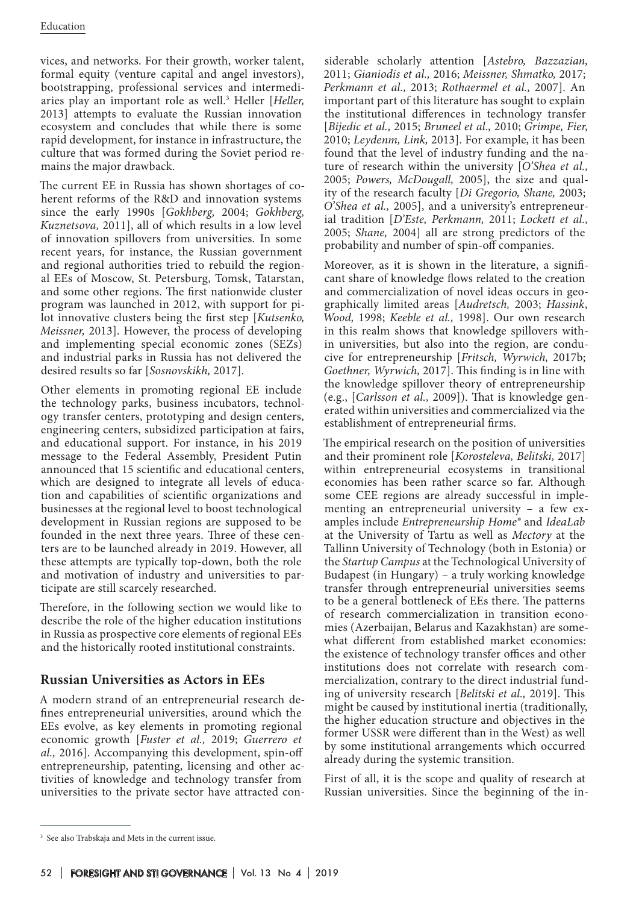vices, and networks. For their growth, worker talent, formal equity (venture capital and angel investors), bootstrapping, professional services and intermediaries play an important role as well.[3] Heller [*Heller,* 2013] attempts to evaluate the Russian innovation ecosystem and concludes that while there is some rapid development, for instance in infrastructure, the culture that was formed during the Soviet period remains the major drawback.

The current EE in Russia has shown shortages of coherent reforms of the R&D and innovation systems since the early 1990s [*Gokhberg,* 2004; *Gokhberg, Kuznetsova,* 2011], all of which results in a low level of innovation spillovers from universities. In some recent years, for instance, the Russian government and regional authorities tried to rebuild the regional EEs of Moscow, St. Petersburg, Tomsk, Tatarstan, and some other regions. The first nationwide cluster program was launched in 2012, with support for pilot innovative clusters being the first step [*Kutsenko, Meissner,* 2013]. However, the process of developing and implementing special economic zones (SEZs) and industrial parks in Russia has not delivered the desired results so far [*Sosnovskikh,* 2017].

Other elements in promoting regional EE include the technology parks, business incubators, technology transfer centers, prototyping and design centers, engineering centers, subsidized participation at fairs, and educational support. For instance, in his 2019 message to the Federal Assembly, President Putin announced that 15 scientific and educational centers, which are designed to integrate all levels of education and capabilities of scientific organizations and businesses at the regional level to boost technological development in Russian regions are supposed to be founded in the next three years. Three of these centers are to be launched already in 2019. However, all these attempts are typically top-down, both the role and motivation of industry and universities to participate are still scarcely researched.

Therefore, in the following section we would like to describe the role of the higher education institutions in Russia as prospective core elements of regional EEs and the historically rooted institutional constraints.

## Russian Universities as Actors in EEs

A modern strand of an entrepreneurial research defines entrepreneurial universities, around which the EEs evolve, as key elements in promoting regional economic growth [*Fuster et al.,* 2019; *Guerrero et al.,* 2016]. Accompanying this development, spin-off entrepreneurship, patenting, licensing and other activities of knowledge and technology transfer from universities to the private sector have attracted considerable scholarly attention [*Astebro, Bazzazian,* 2011; *Gianiodis et al.,* 2016; *Meissner, Shmatko,* 2017; *Perkmann et al.,* 2013; *Rothaermel et al.,* 2007]. An important part of this literature has sought to explain the institutional differences in technology transfer [*Bijedic et al.,* 2015; *Bruneel et al.,* 2010; *Grimpe, Fier,* 2010; *Leydenm, Link,* 2013]. For example, it has been found that the level of industry funding and the nature of research within the university [*O'Shea et al.,* 2005; *Powers, McDougall,* 2005], the size and quality of the research faculty [*Di Gregorio, Shane,* 2003; *O'Shea et al.,* 2005], and a university's entrepreneurial tradition [*D'Este, Perkmann,* 2011; *Lockett et al.,* 2005; *Shane,* 2004] all are strong predictors of the probability and number of spin-off companies.

Moreover, as it is shown in the literature, a significant share of knowledge flows related to the creation and commercialization of novel ideas occurs in geographically limited areas [*Audretsch,* 2003; *Hassink*, *Wood,* 1998; *Keeble et al.,* 1998]. Our own research in this realm shows that knowledge spillovers within universities, but also into the region, are conducive for entrepreneurship [*Fritsch, Wyrwich,* 2017b; *Goethner, Wyrwich,* 2017]. This finding is in line with the knowledge spillover theory of entrepreneurship (e.g., [*Carlsson et al.,* 2009]). That is knowledge generated within universities and commercialized via the establishment of entrepreneurial firms.

The empirical research on the position of universities and their prominent role [*Korosteleva, Belitski,* 2017] within entrepreneurial ecosystems in transitional economies has been rather scarce so far. Although some CEE regions are already successful in implementing an entrepreneurial university – a few examples include *Entrepreneurship Home®* and *IdeaLab* at the University of Tartu as well as *Mectory* at the Tallinn University of Technology (both in Estonia) or the *Startup Campus* at the Technological University of Budapest (in Hungary) – a truly working knowledge transfer through entrepreneurial universities seems to be a general bottleneck of EEs there. The patterns of research commercialization in transition economies (Azerbaijan, Belarus and Kazakhstan) are somewhat different from established market economies: the existence of technology transfer offices and other institutions does not correlate with research commercialization, contrary to the direct industrial funding of university research [*Belitski et al.,* 2019]. This might be caused by institutional inertia (traditionally, the higher education structure and objectives in the former USSR were different than in the West) as well by some institutional arrangements which occurred already during the systemic transition.

First of all, it is the scope and quality of research at Russian universities. Since the beginning of the in-

[3] See also Trabskaja and Mets in the current issue.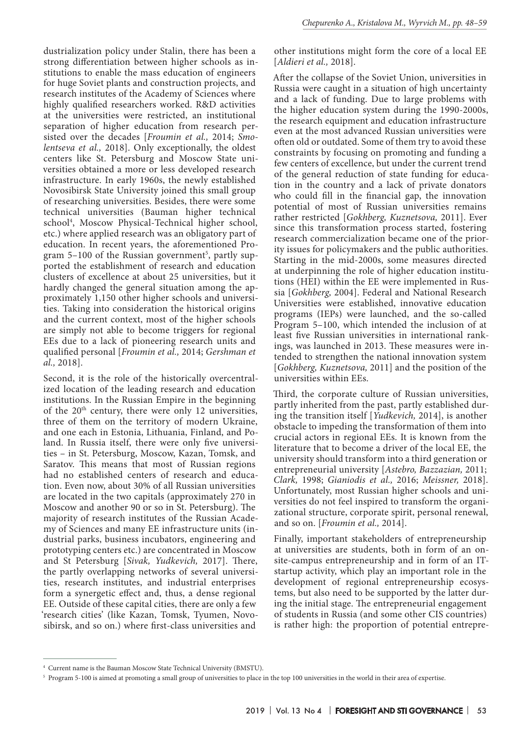dustrialization policy under Stalin, there has been a strong differentiation between higher schools as institutions to enable the mass education of engineers for huge Soviet plants and construction projects, and research institutes of the Academy of Sciences where highly qualified researchers worked. R&D activities at the universities were restricted, an institutional separation of higher education from research persisted over the decades [*Froumin et al.,* 2014; *Smolentseva et al.,* 2018]. Only exceptionally, the oldest centers like St. Petersburg and Moscow State universities obtained a more or less developed research infrastructure. In early 1960s, the newly established Novosibirsk State University joined this small group of researching universities. Besides, there were some technical universities (Bauman higher technical school[4], Moscow Physical-Technical higher school, etc.) where applied research was an obligatory part of education. In recent years, the aforementioned Program 5–100 of the Russian government[5], partly supported the establishment of research and education clusters of excellence at about 25 universities, but it hardly changed the general situation among the approximately 1,150 other higher schools and universities. Taking into consideration the historical origins and the current context, most of the higher schools are simply not able to become triggers for regional EEs due to a lack of pioneering research units and qualified personal [*Froumin et al.,* 2014; *Gershman et al.,* 2018].

Second, it is the role of the historically overcentralized location of the leading research and education institutions. In the Russian Empire in the beginning of the 20th century, there were only 12 universities, three of them on the territory of modern Ukraine, and one each in Estonia, Lithuania, Finland, and Poland. In Russia itself, there were only five universities – in St. Petersburg, Moscow, Kazan, Tomsk, and Saratov. This means that most of Russian regions had no established centers of research and education. Even now, about 30% of all Russian universities are located in the two capitals (approximately 270 in Moscow and another 90 or so in St. Petersburg). The majority of research institutes of the Russian Academy of Sciences and many EE infrastructure units (industrial parks, business incubators, engineering and prototyping centers etc.) are concentrated in Moscow and St Petersburg [*Sivak, Yudkevich,* 2017]. There, the partly overlapping networks of several universities, research institutes, and industrial enterprises form a synergetic effect and, thus, a dense regional EE. Outside of these capital cities, there are only a few 'research cities' (like Kazan, Tomsk, Tyumen, Novosibirsk, and so on.) where first-class universities and other institutions might form the core of a local EE [*Aldieri et al.,* 2018].

After the collapse of the Soviet Union, universities in Russia were caught in a situation of high uncertainty and a lack of funding. Due to large problems with the higher education system during the 1990-2000s, the research equipment and education infrastructure even at the most advanced Russian universities were often old or outdated. Some of them try to avoid these constraints by focusing on promoting and funding a few centers of excellence, but under the current trend of the general reduction of state funding for education in the country and a lack of private donators who could fill in the financial gap, the innovation potential of most of Russian universities remains rather restricted [*Gokhberg, Kuznetsova,* 2011]. Ever since this transformation process started, fostering research commercialization became one of the priority issues for policymakers and the public authorities. Starting in the mid-2000s, some measures directed at underpinning the role of higher education institutions (HEI) within the EE were implemented in Russia [*Gokhberg,* 2004]. Federal and National Research Universities were established, innovative education programs (IEPs) were launched, and the so-called Program 5–100, which intended the inclusion of at least five Russian universities in international rankings, was launched in 2013. These measures were intended to strengthen the national innovation system [*Gokhberg, Kuznetsova,* 2011] and the position of the universities within EEs.

Third, the corporate culture of Russian universities, partly inherited from the past, partly established during the transition itself [*Yudkevich,* 2014], is another obstacle to impeding the transformation of them into crucial actors in regional EEs. It is known from the literature that to become a driver of the local EE, the university should transform into a third generation or entrepreneurial university [*Astebro, Bazzazian,* 2011; *Clark,* 1998; *Gianiodis et al.,* 2016; *Meissner,* 2018]. Unfortunately, most Russian higher schools and universities do not feel inspired to transform the organizational structure, corporate spirit, personal renewal, and so on. [*Froumin et al.,* 2014].

Finally, important stakeholders of entrepreneurship at universities are students, both in form of an on-site-campus entrepreneurship and in form of an IT-startup activity, which play an important role in the development of regional entrepreneurship ecosystems, but also need to be supported by the latter during the initial stage. The entrepreneurial engagement of students in Russia (and some other CIS countries) is rather high: the proportion of potential entrepre-

[4] Current name is the Bauman Moscow State Technical University (BMSTU).

[5] Program 5-100 is aimed at promoting a small group of universities to place in the top 100 universities in the world in their area of expertise.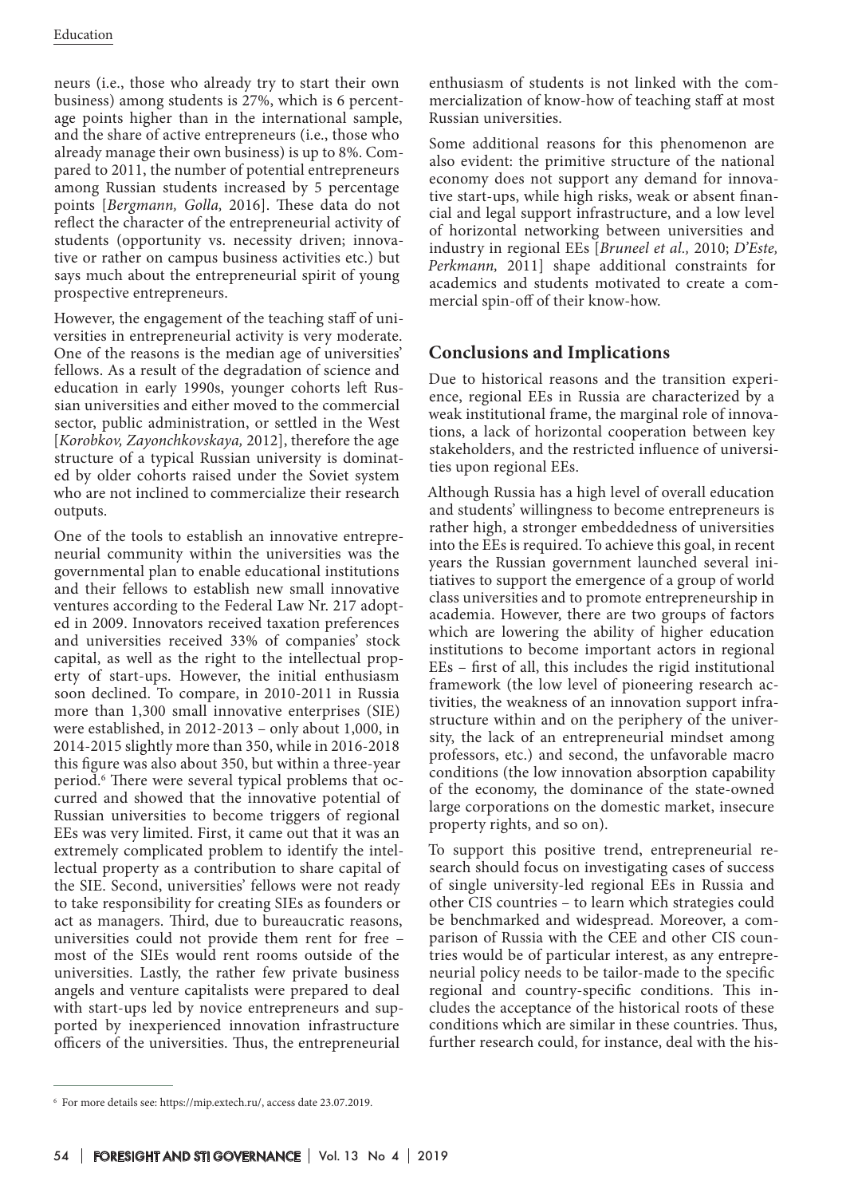neurs (i.e., those who already try to start their own business) among students is 27%, which is 6 percentage points higher than in the international sample, and the share of active entrepreneurs (i.e., those who already manage their own business) is up to 8%. Compared to 2011, the number of potential entrepreneurs among Russian students increased by 5 percentage points [*Bergmann, Golla,* 2016]. These data do not reflect the character of the entrepreneurial activity of students (opportunity vs. necessity driven; innovative or rather on campus business activities etc.) but says much about the entrepreneurial spirit of young prospective entrepreneurs.

However, the engagement of the teaching staff of universities in entrepreneurial activity is very moderate. One of the reasons is the median age of universities' fellows. As a result of the degradation of science and education in early 1990s, younger cohorts left Russian universities and either moved to the commercial sector, public administration, or settled in the West [*Korobkov, Zayonchkovskaya,* 2012], therefore the age structure of a typical Russian university is dominated by older cohorts raised under the Soviet system who are not inclined to commercialize their research outputs.

One of the tools to establish an innovative entrepreneurial community within the universities was the governmental plan to enable educational institutions and their fellows to establish new small innovative ventures according to the Federal Law Nr. 217 adopted in 2009. Innovators received taxation preferences and universities received 33% of companies' stock capital, as well as the right to the intellectual property of start-ups. However, the initial enthusiasm soon declined. To compare, in 2010-2011 in Russia more than 1,300 small innovative enterprises (SIE) were established, in 2012-2013 – only about 1,000, in 2014-2015 slightly more than 350, while in 2016-2018 this figure was also about 350, but within a three-year period.[6] There were several typical problems that occurred and showed that the innovative potential of Russian universities to become triggers of regional EEs was very limited. First, it came out that it was an extremely complicated problem to identify the intellectual property as a contribution to share capital of the SIE. Second, universities' fellows were not ready to take responsibility for creating SIEs as founders or act as managers. Third, due to bureaucratic reasons, universities could not provide them rent for free – most of the SIEs would rent rooms outside of the universities. Lastly, the rather few private business angels and venture capitalists were prepared to deal with start-ups led by novice entrepreneurs and supported by inexperienced innovation infrastructure officers of the universities. Thus, the entrepreneurial enthusiasm of students is not linked with the commercialization of know-how of teaching staff at most Russian universities.

Some additional reasons for this phenomenon are also evident: the primitive structure of the national economy does not support any demand for innovative start-ups, while high risks, weak or absent financial and legal support infrastructure, and a low level of horizontal networking between universities and industry in regional EEs [*Bruneel et al.,* 2010; *D'Este, Perkmann,* 2011] shape additional constraints for academics and students motivated to create a commercial spin-off of their know-how.

## Conclusions and Implications

Due to historical reasons and the transition experience, regional EEs in Russia are characterized by a weak institutional frame, the marginal role of innovations, a lack of horizontal cooperation between key stakeholders, and the restricted influence of universities upon regional EEs.

Although Russia has a high level of overall education and students' willingness to become entrepreneurs is rather high, a stronger embeddedness of universities into the EEs is required. To achieve this goal, in recent years the Russian government launched several initiatives to support the emergence of a group of world class universities and to promote entrepreneurship in academia. However, there are two groups of factors which are lowering the ability of higher education institutions to become important actors in regional EEs – first of all, this includes the rigid institutional framework (the low level of pioneering research activities, the weakness of an innovation support infrastructure within and on the periphery of the university, the lack of an entrepreneurial mindset among professors, etc.) and second, the unfavorable macro conditions (the low innovation absorption capability of the economy, the dominance of the state-owned large corporations on the domestic market, insecure property rights, and so on).

To support this positive trend, entrepreneurial research should focus on investigating cases of success of single university-led regional EEs in Russia and other CIS countries – to learn which strategies could be benchmarked and widespread. Moreover, a comparison of Russia with the CEE and other CIS countries would be of particular interest, as any entrepreneurial policy needs to be tailor-made to the specific regional and country-specific conditions. This includes the acceptance of the historical roots of these conditions which are similar in these countries. Thus, further research could, for instance, deal with the his-

---

[6] For more details see: https://mip.extech.ru/, access date 23.07.2019.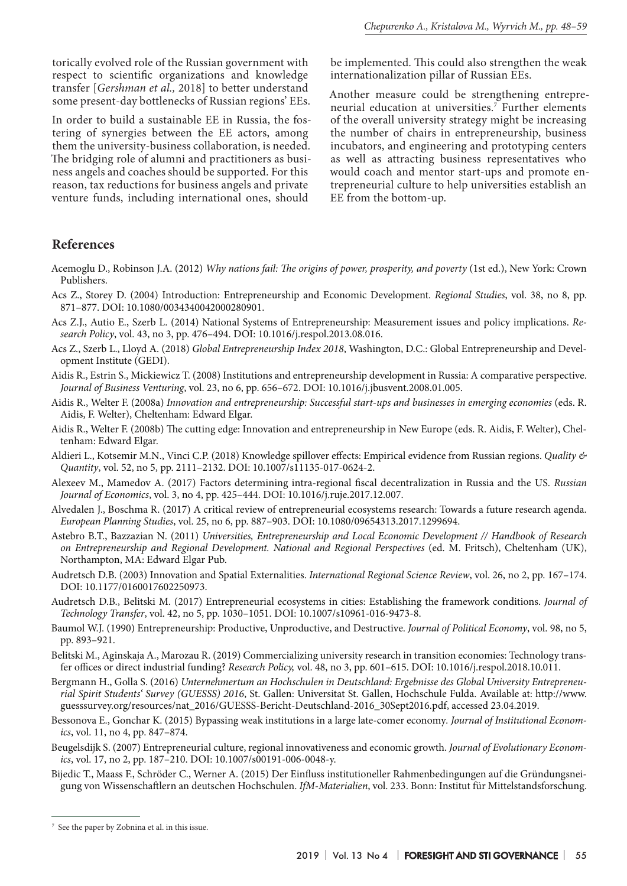torically evolved role of the Russian government with respect to scientific organizations and knowledge transfer [*Gershman et al.,* 2018] to better understand some present-day bottlenecks of Russian regions' EEs.

In order to build a sustainable EE in Russia, the fostering of synergies between the EE actors, among them the university-business collaboration, is needed. The bridging role of alumni and practitioners as business angels and coaches should be supported. For this reason, tax reductions for business angels and private venture funds, including international ones, should be implemented. This could also strengthen the weak internationalization pillar of Russian EEs.

Another measure could be strengthening entrepreneurial education at universities.[7] Further elements of the overall university strategy might be increasing the number of chairs in entrepreneurship, business incubators, and engineering and prototyping centers as well as attracting business representatives who would coach and mentor start-ups and promote entrepreneurial culture to help universities establish an EE from the bottom-up.

## References

Acemoglu D., Robinson J.A. (2012) *Why nations fail: The origins of power, prosperity, and poverty* (1st ed.), New York: Crown Publishers.

Acs Z., Storey D. (2004) Introduction: Entrepreneurship and Economic Development. *Regional Studies*, vol. 38, no 8, pp. 871–877. DOI: 10.1080/0034340042000280901.

Acs Z.J., Autio E., Szerb L. (2014) National Systems of Entrepreneurship: Measurement issues and policy implications. *Research Policy*, vol. 43, no 3, pp. 476–494. DOI: 10.1016/j.respol.2013.08.016.

Acs Z., Szerb L., Lloyd A. (2018) *Global Entrepreneurship Index 2018*, Washington, D.C.: Global Entrepreneurship and Development Institute (GEDI).

Aidis R., Estrin S., Mickiewicz T. (2008) Institutions and entrepreneurship development in Russia: A comparative perspective. *Journal of Business Venturing*, vol. 23, no 6, pp. 656–672. DOI: 10.1016/j.jbusvent.2008.01.005.

Aidis R., Welter F. (2008a) *Innovation and entrepreneurship: Successful start-ups and businesses in emerging economies* (eds. R. Aidis, F. Welter), Cheltenham: Edward Elgar.

Aidis R., Welter F. (2008b) The cutting edge: Innovation and entrepreneurship in New Europe (eds. R. Aidis, F. Welter), Cheltenham: Edward Elgar.

Aldieri L., Kotsemir M.N., Vinci C.P. (2018) Knowledge spillover effects: Empirical evidence from Russian regions. *Quality & Quantity*, vol. 52, no 5, pp. 2111–2132. DOI: 10.1007/s11135-017-0624-2.

Alexeev M., Mamedov A. (2017) Factors determining intra-regional fiscal decentralization in Russia and the US. *Russian Journal of Economics*, vol. 3, no 4, pp. 425–444. DOI: 10.1016/j.ruje.2017.12.007.

Alvedalen J., Boschma R. (2017) A critical review of entrepreneurial ecosystems research: Towards a future research agenda. *European Planning Studies*, vol. 25, no 6, pp. 887–903. DOI: 10.1080/09654313.2017.1299694.

Astebro B.T., Bazzazian N. (2011) *Universities, Entrepreneurship and Local Economic Development // Handbook of Research on Entrepreneurship and Regional Development. National and Regional Perspectives* (ed. M. Fritsch), Cheltenham (UK), Northampton, MA: Edward Elgar Pub.

Audretsch D.B. (2003) Innovation and Spatial Externalities. *International Regional Science Review*, vol. 26, no 2, pp. 167–174. DOI: 10.1177/0160017602250973.

Audretsch D.B., Belitski M. (2017) Entrepreneurial ecosystems in cities: Establishing the framework conditions. *Journal of Technology Transfer*, vol. 42, no 5, pp. 1030–1051. DOI: 10.1007/s10961-016-9473-8.

Baumol W.J. (1990) Entrepreneurship: Productive, Unproductive, and Destructive. *Journal of Political Economy*, vol. 98, no 5, pp. 893–921.

Belitski M., Aginskaja A., Marozau R. (2019) Commercializing university research in transition economies: Technology transfer offices or direct industrial funding? *Research Policy,* vol. 48, no 3, pp. 601–615. DOI: 10.1016/j.respol.2018.10.011.

Bergmann H., Golla S. (2016) *Unternehmertum an Hochschulen in Deutschland: Ergebnisse des Global University Entrepreneurial Spirit Students' Survey (GUESSS) 2016*, St. Gallen: Universitat St. Gallen, Hochschule Fulda. Available at: http://www.guesssurvey.org/resources/nat_2016/GUESSS-Bericht-Deutschland-2016_30Sept2016.pdf, accessed 23.04.2019.

Bessonova E., Gonchar K. (2015) Bypassing weak institutions in a large late-comer economy. *Journal of Institutional Economics*, vol. 11, no 4, pp. 847–874.

Beugelsdijk S. (2007) Entrepreneurial culture, regional innovativeness and economic growth. *Journal of Evolutionary Economics*, vol. 17, no 2, pp. 187–210. DOI: 10.1007/s00191-006-0048-y.

Bijedic T., Maass F., Schröder C., Werner A. (2015) Der Einfluss institutioneller Rahmenbedingungen auf die Gründungsneigung von Wissenschaftlern an deutschen Hochschulen. *IfM-Materialien*, vol. 233. Bonn: Institut für Mittelstandsforschung.

[7] See the paper by Zobnina et al. in this issue.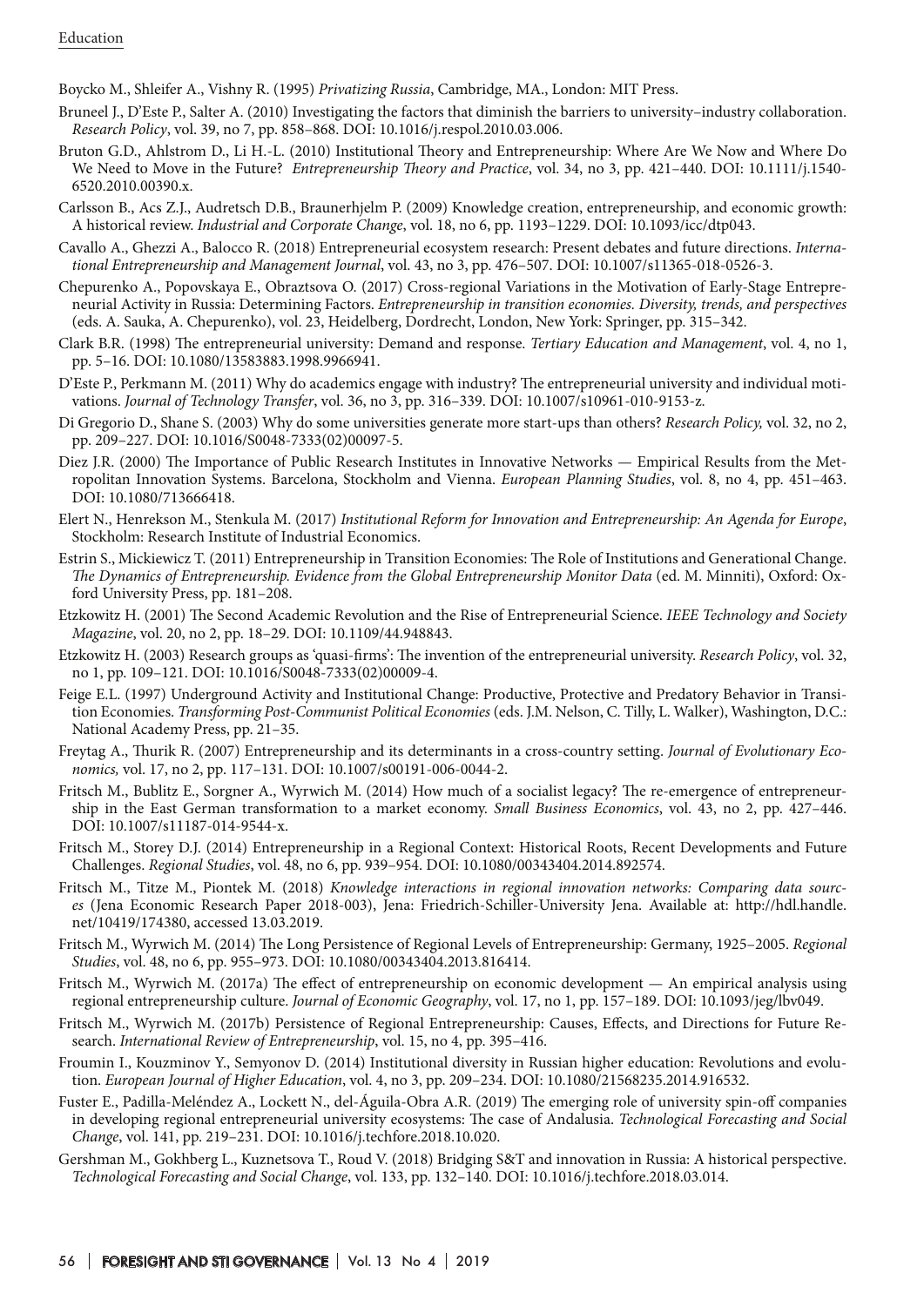Boycko M., Shleifer A., Vishny R. (1995) *Privatizing Russia*, Cambridge, MA., London: MIT Press.

Bruneel J., D'Este P., Salter A. (2010) Investigating the factors that diminish the barriers to university–industry collaboration. *Research Policy*, vol. 39, no 7, pp. 858–868. DOI: 10.1016/j.respol.2010.03.006.

Bruton G.D., Ahlstrom D., Li H.-L. (2010) Institutional Theory and Entrepreneurship: Where Are We Now and Where Do We Need to Move in the Future? *Entrepreneurship Theory and Practice*, vol. 34, no 3, pp. 421–440. DOI: 10.1111/j.1540-6520.2010.00390.x.

Carlsson B., Acs Z.J., Audretsch D.B., Braunerhjelm P. (2009) Knowledge creation, entrepreneurship, and economic growth: A historical review. *Industrial and Corporate Change*, vol. 18, no 6, pp. 1193–1229. DOI: 10.1093/icc/dtp043.

Cavallo A., Ghezzi A., Balocco R. (2018) Entrepreneurial ecosystem research: Present debates and future directions. *International Entrepreneurship and Management Journal*, vol. 43, no 3, pp. 476–507. DOI: 10.1007/s11365-018-0526-3.

Chepurenko A., Popovskaya E., Obraztsova O. (2017) Cross-regional Variations in the Motivation of Early-Stage Entrepreneurial Activity in Russia: Determining Factors. *Entrepreneurship in transition economies. Diversity, trends, and perspectives* (eds. A. Sauka, A. Chepurenko), vol. 23, Heidelberg, Dordrecht, London, New York: Springer, pp. 315–342.

Clark B.R. (1998) The entrepreneurial university: Demand and response. *Tertiary Education and Management*, vol. 4, no 1, pp. 5–16. DOI: 10.1080/13583883.1998.9966941.

D'Este P., Perkmann M. (2011) Why do academics engage with industry? The entrepreneurial university and individual motivations. *Journal of Technology Transfer*, vol. 36, no 3, pp. 316–339. DOI: 10.1007/s10961-010-9153-z.

Di Gregorio D., Shane S. (2003) Why do some universities generate more start-ups than others? *Research Policy,* vol. 32, no 2, pp. 209–227. DOI: 10.1016/S0048-7333(02)00097-5.

Diez J.R. (2000) The Importance of Public Research Institutes in Innovative Networks — Empirical Results from the Metropolitan Innovation Systems. Barcelona, Stockholm and Vienna. *European Planning Studies*, vol. 8, no 4, pp. 451–463. DOI: 10.1080/713666418.

Elert N., Henrekson M., Stenkula M. (2017) *Institutional Reform for Innovation and Entrepreneurship: An Agenda for Europe*, Stockholm: Research Institute of Industrial Economics.

Estrin S., Mickiewicz T. (2011) Entrepreneurship in Transition Economies: The Role of Institutions and Generational Change. *The Dynamics of Entrepreneurship. Evidence from the Global Entrepreneurship Monitor Data* (ed. M. Minniti), Oxford: Oxford University Press, pp. 181–208.

Etzkowitz H. (2001) The Second Academic Revolution and the Rise of Entrepreneurial Science. *IEEE Technology and Society Magazine*, vol. 20, no 2, pp. 18–29. DOI: 10.1109/44.948843.

Etzkowitz H. (2003) Research groups as 'quasi-firms': The invention of the entrepreneurial university. *Research Policy*, vol. 32, no 1, pp. 109–121. DOI: 10.1016/S0048-7333(02)00009-4.

Feige E.L. (1997) Underground Activity and Institutional Change: Productive, Protective and Predatory Behavior in Transition Economies. *Transforming Post-Communist Political Economies* (eds. J.M. Nelson, C. Tilly, L. Walker), Washington, D.C.: National Academy Press, pp. 21–35.

Freytag A., Thurik R. (2007) Entrepreneurship and its determinants in a cross-country setting. *Journal of Evolutionary Economics,* vol. 17, no 2, pp. 117–131. DOI: 10.1007/s00191-006-0044-2.

Fritsch M., Bublitz E., Sorgner A., Wyrwich M. (2014) How much of a socialist legacy? The re-emergence of entrepreneurship in the East German transformation to a market economy. *Small Business Economics*, vol. 43, no 2, pp. 427–446. DOI: 10.1007/s11187-014-9544-x.

Fritsch M., Storey D.J. (2014) Entrepreneurship in a Regional Context: Historical Roots, Recent Developments and Future Challenges. *Regional Studies*, vol. 48, no 6, pp. 939–954. DOI: 10.1080/00343404.2014.892574.

Fritsch M., Titze M., Piontek M. (2018) *Knowledge interactions in regional innovation networks: Comparing data sources* (Jena Economic Research Paper 2018-003), Jena: Friedrich-Schiller-University Jena. Available at: http://hdl.handle.net/10419/174380, accessed 13.03.2019.

Fritsch M., Wyrwich M. (2014) The Long Persistence of Regional Levels of Entrepreneurship: Germany, 1925–2005. *Regional Studies*, vol. 48, no 6, pp. 955–973. DOI: 10.1080/00343404.2013.816414.

Fritsch M., Wyrwich M. (2017a) The effect of entrepreneurship on economic development — An empirical analysis using regional entrepreneurship culture. *Journal of Economic Geography*, vol. 17, no 1, pp. 157–189. DOI: 10.1093/jeg/lbv049.

Fritsch M., Wyrwich M. (2017b) Persistence of Regional Entrepreneurship: Causes, Effects, and Directions for Future Research. *International Review of Entrepreneurship*, vol. 15, no 4, pp. 395–416.

Froumin I., Kouzminov Y., Semyonov D. (2014) Institutional diversity in Russian higher education: Revolutions and evolution. *European Journal of Higher Education*, vol. 4, no 3, pp. 209–234. DOI: 10.1080/21568235.2014.916532.

Fuster E., Padilla-Meléndez A., Lockett N., del-Águila-Obra A.R. (2019) The emerging role of university spin-off companies in developing regional entrepreneurial university ecosystems: The case of Andalusia. *Technological Forecasting and Social Change*, vol. 141, pp. 219–231. DOI: 10.1016/j.techfore.2018.10.020.

Gershman M., Gokhberg L., Kuznetsova T., Roud V. (2018) Bridging S&T and innovation in Russia: A historical perspective. *Technological Forecasting and Social Change*, vol. 133, pp. 132–140. DOI: 10.1016/j.techfore.2018.03.014.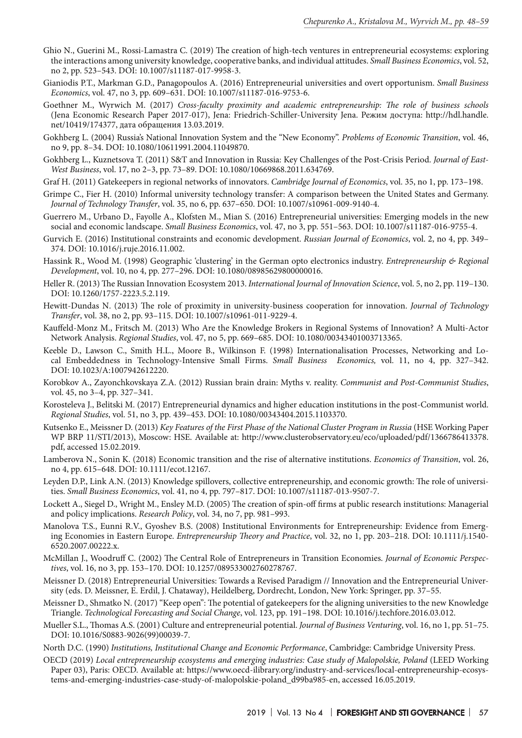Ghio N., Guerini M., Rossi-Lamastra C. (2019) The creation of high-tech ventures in entrepreneurial ecosystems: exploring the interactions among university knowledge, cooperative banks, and individual attitudes. *Small Business Economics*, vol. 52, no 2, pp. 523–543. DOI: 10.1007/s11187-017-9958-3.

Gianiodis P.T., Markman G.D., Panagopoulos A. (2016) Entrepreneurial universities and overt opportunism. *Small Business Economics*, vol. 47, no 3, pp. 609–631. DOI: 10.1007/s11187-016-9753-6.

Goethner M., Wyrwich M. (2017) *Cross-faculty proximity and academic entrepreneurship: The role of business schools* (Jena Economic Research Paper 2017-017), Jena: Friedrich-Schiller-University Jena. Режим доступа: http://hdl.handle.net/10419/174377, дата обращения 13.03.2019.

Gokhberg L. (2004) Russia's National Innovation System and the "New Economy". *Problems of Economic Transition*, vol. 46, no 9, pp. 8–34. DOI: 10.1080/10611991.2004.11049870.

Gokhberg L., Kuznetsova T. (2011) S&T and Innovation in Russia: Key Challenges of the Post-Crisis Period. *Journal of East-West Business*, vol. 17, no 2–3, pp. 73–89. DOI: 10.1080/10669868.2011.634769.

Graf H. (2011) Gatekeepers in regional networks of innovators. *Cambridge Journal of Economics*, vol. 35, no 1, pp. 173–198.

Grimpe C., Fier H. (2010) Informal university technology transfer: A comparison between the United States and Germany. *Journal of Technology Transfer*, vol. 35, no 6, pp. 637–650. DOI: 10.1007/s10961-009-9140-4.

Guerrero M., Urbano D., Fayolle A., Klofsten M., Mian S. (2016) Entrepreneurial universities: Emerging models in the new social and economic landscape. *Small Business Economics*, vol. 47, no 3, pp. 551–563. DOI: 10.1007/s11187-016-9755-4.

Gurvich E. (2016) Institutional constraints and economic development. *Russian Journal of Economics*, vol. 2, no 4, pp. 349–374. DOI: 10.1016/j.ruje.2016.11.002.

Hassink R., Wood M. (1998) Geographic 'clustering' in the German opto electronics industry. *Entrepreneurship & Regional Development*, vol. 10, no 4, pp. 277–296. DOI: 10.1080/08985629800000016.

Heller R. (2013) The Russian Innovation Ecosystem 2013. *International Journal of Innovation Science*, vol. 5, no 2, pp. 119–130. DOI: 10.1260/1757-2223.5.2.119.

Hewitt-Dundas N. (2013) The role of proximity in university-business cooperation for innovation. *Journal of Technology Transfer*, vol. 38, no 2, pp. 93–115. DOI: 10.1007/s10961-011-9229-4.

Kauffeld-Monz M., Fritsch M. (2013) Who Are the Knowledge Brokers in Regional Systems of Innovation? A Multi-Actor Network Analysis. *Regional Studies*, vol. 47, no 5, pp. 669–685. DOI: 10.1080/00343401003713365.

Keeble D., Lawson C., Smith H.L., Moore B., Wilkinson F. (1998) Internationalisation Processes, Networking and Local Embeddedness in Technology-Intensive Small Firms. *Small Business Economics,* vol. 11, no 4, pp. 327–342. DOI: 10.1023/A:1007942612220.

Korobkov A., Zayonchkovskaya Z.A. (2012) Russian brain drain: Myths v. reality. *Communist and Post-Communist Studies*, vol. 45, no 3–4, pp. 327–341.

Korosteleva J., Belitski M. (2017) Entrepreneurial dynamics and higher education institutions in the post-Communist world. *Regional Studies*, vol. 51, no 3, pp. 439–453. DOI: 10.1080/00343404.2015.1103370.

Kutsenko E., Meissner D. (2013) *Key Features of the First Phase of the National Cluster Program in Russia* (HSE Working Paper WP BRP 11/STI/2013), Moscow: HSE. Available at: http://www.clusterobservatory.eu/eco/uploaded/pdf/1366786413378.pdf, accessed 15.02.2019.

Lamberova N., Sonin K. (2018) Economic transition and the rise of alternative institutions. *Economics of Transition*, vol. 26, no 4, pp. 615–648. DOI: 10.1111/ecot.12167.

Leyden D.P., Link A.N. (2013) Knowledge spillovers, collective entrepreneurship, and economic growth: The role of universities. *Small Business Economics*, vol. 41, no 4, pp. 797–817. DOI: 10.1007/s11187-013-9507-7.

Lockett A., Siegel D., Wright M., Ensley M.D. (2005) The creation of spin-off firms at public research institutions: Managerial and policy implications. *Research Policy*, vol. 34, no 7, pp. 981–993.

Manolova T.S., Eunni R.V., Gyoshev B.S. (2008) Institutional Environments for Entrepreneurship: Evidence from Emerging Economies in Eastern Europe. *Entrepreneurship Theory and Practice*, vol. 32, no 1, pp. 203–218. DOI: 10.1111/j.1540-6520.2007.00222.x.

McMillan J., Woodruff C. (2002) The Central Role of Entrepreneurs in Transition Economies. *Journal of Economic Perspectives*, vol. 16, no 3, pp. 153–170. DOI: 10.1257/089533002760278767.

Meissner D. (2018) Entrepreneurial Universities: Towards a Revised Paradigm // Innovation and the Entrepreneurial University (eds. D. Meissner, E. Erdil, J. Chataway), Heildelberg, Dordrecht, London, New York: Springer, pp. 37–55.

Meissner D., Shmatko N. (2017) "Keep open": The potential of gatekeepers for the aligning universities to the new Knowledge Triangle. *Technological Forecasting and Social Change*, vol. 123, pp. 191–198. DOI: 10.1016/j.techfore.2016.03.012.

Mueller S.L., Thomas A.S. (2001) Culture and entrepreneurial potential. *Journal of Business Venturing*, vol. 16, no 1, pp. 51–75. DOI: 10.1016/S0883-9026(99)00039-7.

North D.C. (1990) *Institutions, Institutional Change and Economic Performance*, Cambridge: Cambridge University Press.

OECD (2019) *Local entrepreneurship ecosystems and emerging industries: Case study of Malopolskie, Poland* (LEED Working Paper 03), Paris: OECD. Available at: https://www.oecd-ilibrary.org/industry-and-services/local-entrepreneurship-ecosystems-and-emerging-industries-case-study-of-malopolskie-poland_d99ba985-en, accessed 16.05.2019.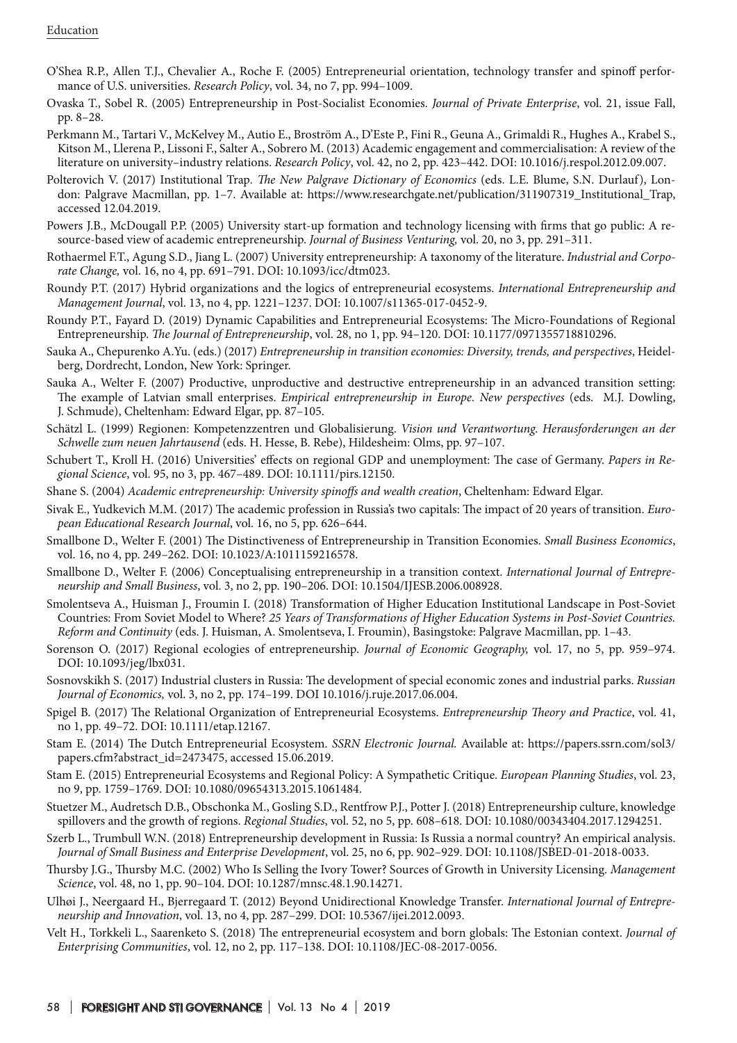O'Shea R.P., Allen T.J., Chevalier A., Roche F. (2005) Entrepreneurial orientation, technology transfer and spinoff performance of U.S. universities. *Research Policy*, vol. 34, no 7, pp. 994–1009.

Ovaska T., Sobel R. (2005) Entrepreneurship in Post-Socialist Economies. *Journal of Private Enterprise*, vol. 21, issue Fall, pp. 8–28.

Perkmann M., Tartari V., McKelvey M., Autio E., Broström A., D'Este P., Fini R., Geuna A., Grimaldi R., Hughes A., Krabel S., Kitson M., Llerena P., Lissoni F., Salter A., Sobrero M. (2013) Academic engagement and commercialisation: A review of the literature on university–industry relations. *Research Policy*, vol. 42, no 2, pp. 423–442. DOI: 10.1016/j.respol.2012.09.007.

Polterovich V. (2017) Institutional Trap. *The New Palgrave Dictionary of Economics* (eds. L.E. Blume, S.N. Durlauf), London: Palgrave Macmillan, pp. 1–7. Available at: https://www.researchgate.net/publication/311907319_Institutional_Trap, accessed 12.04.2019.

Powers J.B., McDougall P.P. (2005) University start-up formation and technology licensing with firms that go public: A resource-based view of academic entrepreneurship. *Journal of Business Venturing,* vol. 20, no 3, pp. 291–311.

Rothaermel F.T., Agung S.D., Jiang L. (2007) University entrepreneurship: A taxonomy of the literature. *Industrial and Corporate Change,* vol. 16, no 4, pp. 691–791. DOI: 10.1093/icc/dtm023.

Roundy P.T. (2017) Hybrid organizations and the logics of entrepreneurial ecosystems. *International Entrepreneurship and Management Journal*, vol. 13, no 4, pp. 1221–1237. DOI: 10.1007/s11365-017-0452-9.

Roundy P.T., Fayard D. (2019) Dynamic Capabilities and Entrepreneurial Ecosystems: The Micro-Foundations of Regional Entrepreneurship. *The Journal of Entrepreneurship*, vol. 28, no 1, pp. 94–120. DOI: 10.1177/0971355718810296.

Sauka A., Chepurenko A.Yu. (eds.) (2017) *Entrepreneurship in transition economies: Diversity, trends, and perspectives*, Heidelberg, Dordrecht, London, New York: Springer.

Sauka A., Welter F. (2007) Productive, unproductive and destructive entrepreneurship in an advanced transition setting: The example of Latvian small enterprises. *Empirical entrepreneurship in Europe. New perspectives* (eds. M.J. Dowling, J. Schmude), Cheltenham: Edward Elgar, pp. 87–105.

Schätzl L. (1999) Regionen: Kompetenzzentren und Globalisierung. *Vision und Verantwortung. Herausforderungen an der Schwelle zum neuen Jahrtausend* (eds. H. Hesse, B. Rebe), Hildesheim: Olms, pp. 97–107.

Schubert T., Kroll H. (2016) Universities' effects on regional GDP and unemployment: The case of Germany. *Papers in Regional Science*, vol. 95, no 3, pp. 467–489. DOI: 10.1111/pirs.12150.

Shane S. (2004) *Academic entrepreneurship: University spinoffs and wealth creation*, Cheltenham: Edward Elgar.

Sivak E., Yudkevich M.M. (2017) The academic profession in Russia's two capitals: The impact of 20 years of transition. *European Educational Research Journal*, vol. 16, no 5, pp. 626–644.

Smallbone D., Welter F. (2001) The Distinctiveness of Entrepreneurship in Transition Economies. *Small Business Economics*, vol. 16, no 4, pp. 249–262. DOI: 10.1023/A:1011159216578.

Smallbone D., Welter F. (2006) Conceptualising entrepreneurship in a transition context. *International Journal of Entrepreneurship and Small Business*, vol. 3, no 2, pp. 190–206. DOI: 10.1504/IJESB.2006.008928.

Smolentseva A., Huisman J., Froumin I. (2018) Transformation of Higher Education Institutional Landscape in Post-Soviet Countries: From Soviet Model to Where? *25 Years of Transformations of Higher Education Systems in Post-Soviet Countries. Reform and Continuity* (eds. J. Huisman, A. Smolentseva, I. Froumin), Basingstoke: Palgrave Macmillan, pp. 1–43.

Sorenson O. (2017) Regional ecologies of entrepreneurship. *Journal of Economic Geography,* vol. 17, no 5, pp. 959–974. DOI: 10.1093/jeg/lbx031.

Sosnovskikh S. (2017) Industrial clusters in Russia: The development of special economic zones and industrial parks. *Russian Journal of Economics,* vol. 3, no 2, pp. 174–199. DOI 10.1016/j.ruje.2017.06.004.

Spigel B. (2017) The Relational Organization of Entrepreneurial Ecosystems. *Entrepreneurship Theory and Practice*, vol. 41, no 1, pp. 49–72. DOI: 10.1111/etap.12167.

Stam E. (2014) The Dutch Entrepreneurial Ecosystem. *SSRN Electronic Journal.* Available at: https://papers.ssrn.com/sol3/papers.cfm?abstract_id=2473475, accessed 15.06.2019.

Stam E. (2015) Entrepreneurial Ecosystems and Regional Policy: A Sympathetic Critique. *European Planning Studies*, vol. 23, no 9, pp. 1759–1769. DOI: 10.1080/09654313.2015.1061484.

Stuetzer M., Audretsch D.B., Obschonka M., Gosling S.D., Rentfrow P.J., Potter J. (2018) Entrepreneurship culture, knowledge spillovers and the growth of regions. *Regional Studies*, vol. 52, no 5, pp. 608–618. DOI: 10.1080/00343404.2017.1294251.

Szerb L., Trumbull W.N. (2018) Entrepreneurship development in Russia: Is Russia a normal country? An empirical analysis. *Journal of Small Business and Enterprise Development*, vol. 25, no 6, pp. 902–929. DOI: 10.1108/JSBED-01-2018-0033.

Thursby J.G., Thursby M.C. (2002) Who Is Selling the Ivory Tower? Sources of Growth in University Licensing. *Management Science*, vol. 48, no 1, pp. 90–104. DOI: 10.1287/mnsc.48.1.90.14271.

Ulhøi J., Neergaard H., Bjerregaard T. (2012) Beyond Unidirectional Knowledge Transfer. *International Journal of Entrepreneurship and Innovation*, vol. 13, no 4, pp. 287–299. DOI: 10.5367/ijei.2012.0093.

Velt H., Torkkeli L., Saarenketo S. (2018) The entrepreneurial ecosystem and born globals: The Estonian context. *Journal of Enterprising Communities*, vol. 12, no 2, pp. 117–138. DOI: 10.1108/JEC-08-2017-0056.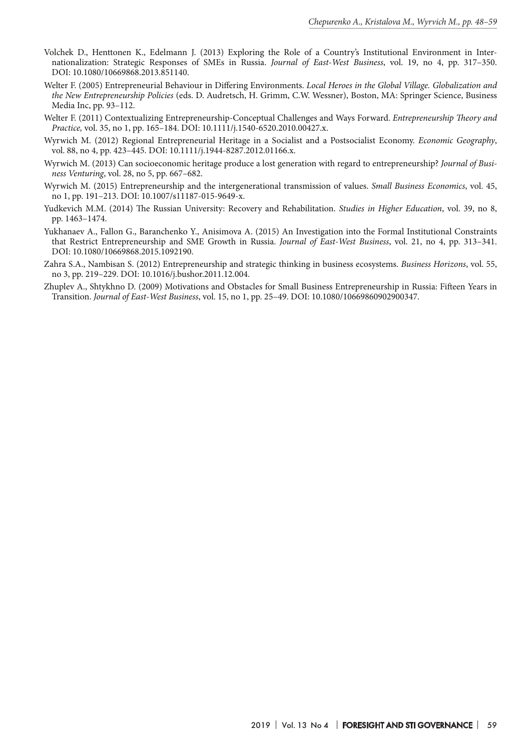Volchek D., Henttonen K., Edelmann J. (2013) Exploring the Role of a Country's Institutional Environment in Internationalization: Strategic Responses of SMEs in Russia. *Journal of East-West Business*, vol. 19, no 4, pp. 317–350. DOI: 10.1080/10669868.2013.851140.

Welter F. (2005) Entrepreneurial Behaviour in Differing Environments. *Local Heroes in the Global Village. Globalization and the New Entrepreneurship Policies* (eds. D. Audretsch, H. Grimm, C.W. Wessner), Boston, MA: Springer Science, Business Media Inc, pp. 93–112.

Welter F. (2011) Contextualizing Entrepreneurship-Conceptual Challenges and Ways Forward. *Entrepreneurship Theory and Practice,* vol. 35, no 1, pp. 165–184. DOI: 10.1111/j.1540-6520.2010.00427.x.

Wyrwich M. (2012) Regional Entrepreneurial Heritage in a Socialist and a Postsocialist Economy. *Economic Geography*, vol. 88, no 4, pp. 423–445. DOI: 10.1111/j.1944-8287.2012.01166.x.

Wyrwich M. (2013) Can socioeconomic heritage produce a lost generation with regard to entrepreneurship? *Journal of Business Venturing*, vol. 28, no 5, pp. 667–682.

Wyrwich M. (2015) Entrepreneurship and the intergenerational transmission of values. *Small Business Economics*, vol. 45, no 1, pp. 191–213. DOI: 10.1007/s11187-015-9649-x.

Yudkevich M.M. (2014) The Russian University: Recovery and Rehabilitation. *Studies in Higher Education*, vol. 39, no 8, pp. 1463–1474.

Yukhanaev A., Fallon G., Baranchenko Y., Anisimova A. (2015) An Investigation into the Formal Institutional Constraints that Restrict Entrepreneurship and SME Growth in Russia. *Journal of East-West Business*, vol. 21, no 4, pp. 313–341. DOI: 10.1080/10669868.2015.1092190.

Zahra S.A., Nambisan S. (2012) Entrepreneurship and strategic thinking in business ecosystems. *Business Horizons*, vol. 55, no 3, pp. 219–229. DOI: 10.1016/j.bushor.2011.12.004.

Zhuplev A., Shtykhno D. (2009) Motivations and Obstacles for Small Business Entrepreneurship in Russia: Fifteen Years in Transition. *Journal of East-West Business*, vol. 15, no 1, pp. 25–49. DOI: 10.1080/10669860902900347.